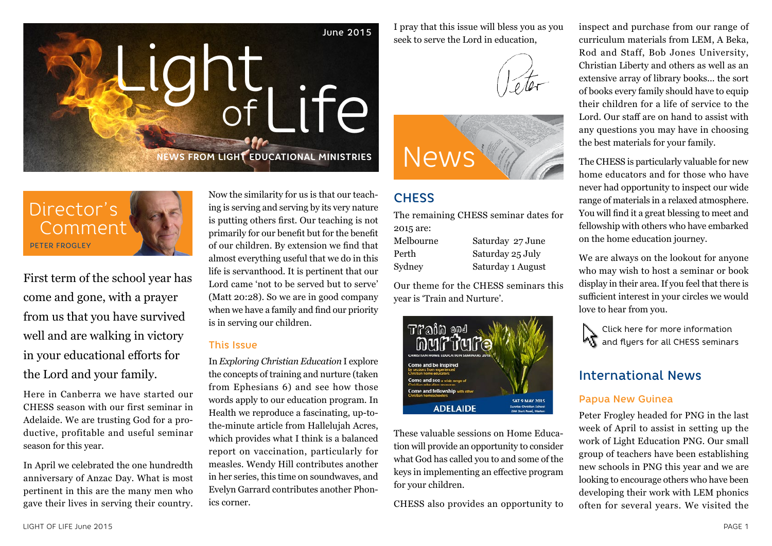# Light of Life

June 2015

NEWS FROM LIGHT EDUCATIONAL MINISTRIES

## Director's Comment

PETER FROGLEY

First term of the school year has come and gone, with a prayer from us that you have survived well and are walking in victory in your educational efforts for the Lord and your family.

Here in Canberra we have started our CHESS season with our first seminar in Adelaide. We are trusting God for a productive, profitable and useful seminar season for this year.

In April we celebrated the one hundredth anniversary of Anzac Day. What is most pertinent in this are the many men who gave their lives in serving their country.

Now the similarity for us is that our teaching is serving and serving by its very nature is putting others first. Our teaching is not primarily for our benefit but for the benefit of our children. By extension we find that almost everything useful that we do in this life is servanthood. It is pertinent that our Lord came 'not to be served but to serve' (Matt 20:28). So we are in good company when we have a family and find our priority is in serving our children.

### This Issue

In *Exploring Christian Education* I explore the concepts of training and nurture (taken from Ephesians 6) and see how those words apply to our education program. In Health we reproduce a fascinating, up-to-the-minute article from Hallelujah Acres, which provides what I think is a balanced report on vaccination, particularly for measles. Wendy Hill contributes another in her series, this time on soundwaves, and Evelyn Garrard contributes another Phonics corner.

I pray that this issue will bless you as you seek to serve the Lord in education,

Peter

## News

### CHESS

The remaining CHESS seminar dates for 2015 are:

| | |
|---|---|
| Melbourne | Saturday 27 June |
| Perth | Saturday 25 July |
| Sydney | Saturday 1 August |

Our theme for the CHESS seminars this year is 'Train and Nurture'.

Train and Nurture
CHRISTIAN HOME EDUCATION SEMINARS 2015
Come and be inspired by sessions from experienced Christian home educators
Come and see a wide range of Christian education resources
Come and fellowship with other Christian homeschoolers
SAT 9 MAY 2015
ADELAIDE

These valuable sessions on Home Education will provide an opportunity to consider what God has called you to and some of the keys in implementing an effective program for your children.

CHESS also provides an opportunity to inspect and purchase from our range of curriculum materials from LEM, A Beka, Rod and Staff, Bob Jones University, Christian Liberty and others as well as an extensive array of library books... the sort of books every family should have to equip their children for a life of service to the Lord. Our staff are on hand to assist with any questions you may have in choosing the best materials for your family.

The CHESS is particularly valuable for new home educators and for those who have never had opportunity to inspect our wide range of materials in a relaxed atmosphere. You will find it a great blessing to meet and fellowship with others who have embarked on the home education journey.

We are always on the lookout for anyone who may wish to host a seminar or book display in their area. If you feel that there is sufficient interest in your circles we would love to hear from you.

Click here for more information and flyers for all CHESS seminars

## International News

### Papua New Guinea

Peter Frogley headed for PNG in the last week of April to assist in setting up the work of Light Education PNG. Our small group of teachers have been establishing new schools in PNG this year and we are looking to encourage others who have been developing their work with LEM phonics often for several years. We visited the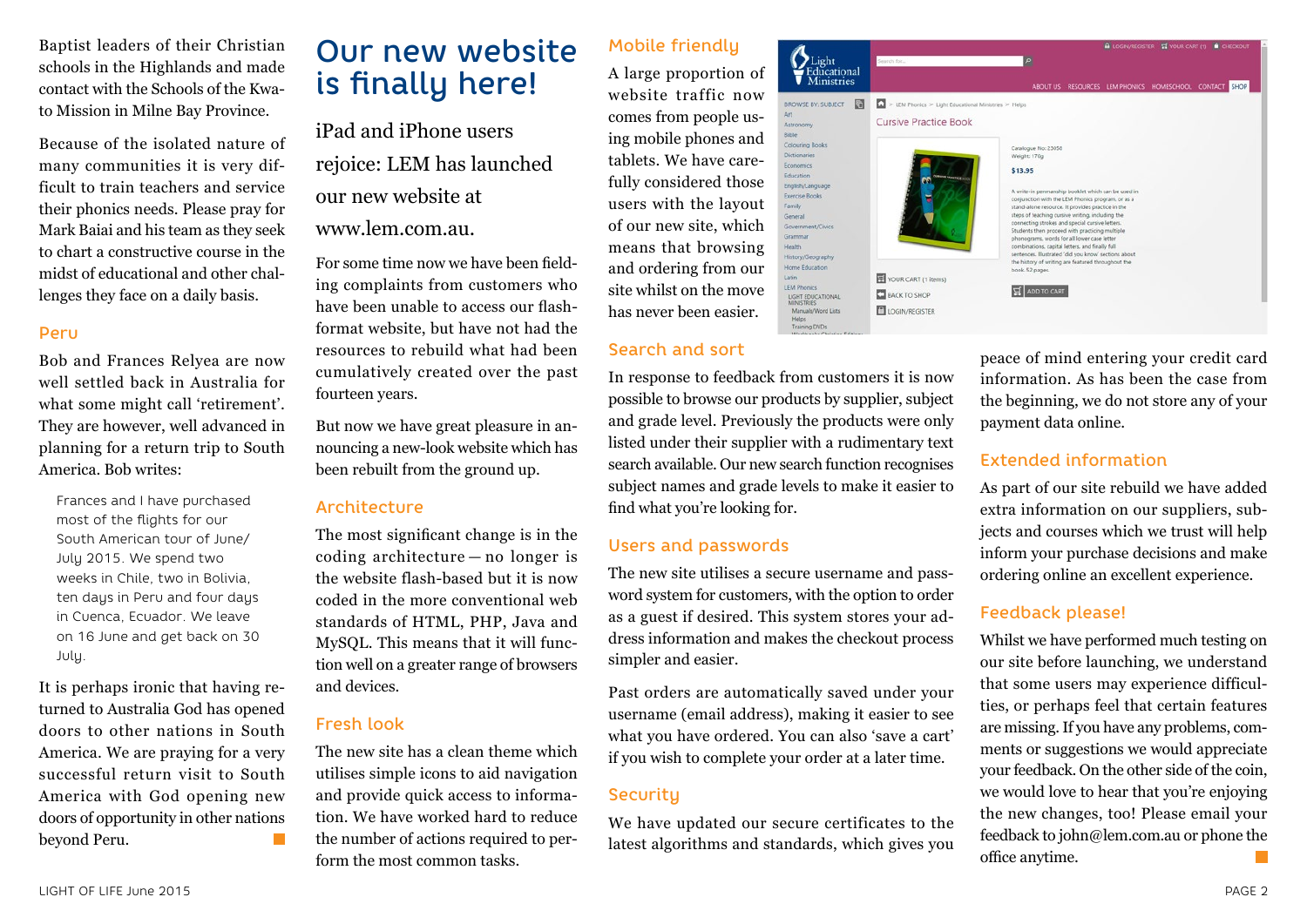Baptist leaders of their Christian schools in the Highlands and made contact with the Schools of the Kwato Mission in Milne Bay Province.

Because of the isolated nature of many communities it is very difficult to train teachers and service their phonics needs. Please pray for Mark Baiai and his team as they seek to chart a constructive course in the midst of educational and other challenges they face on a daily basis.

## Peru

Bob and Frances Relyea are now well settled back in Australia for what some might call 'retirement'. They are however, well advanced in planning for a return trip to South America. Bob writes:

> Frances and I have purchased most of the flights for our South American tour of June/July 2015. We spend two weeks in Chile, two in Bolivia, ten days in Peru and four days in Cuenca, Ecuador. We leave on 16 June and get back on 30 July.

It is perhaps ironic that having returned to Australia God has opened doors to other nations in South America. We are praying for a very successful return visit to South America with God opening new doors of opportunity in other nations beyond Peru.

# Our new website is finally here!

iPad and iPhone users rejoice: LEM has launched our new website at www.lem.com.au.

For some time now we have been fielding complaints from customers who have been unable to access our flash-format website, but have not had the resources to rebuild what had been cumulatively created over the past fourteen years.

But now we have great pleasure in announcing a new-look website which has been rebuilt from the ground up.

## Architecture

The most significant change is in the coding architecture — no longer is the website flash-based but it is now coded in the more conventional web standards of HTML, PHP, Java and MySQL. This means that it will function well on a greater range of browsers and devices.

## Fresh look

The new site has a clean theme which utilises simple icons to aid navigation and provide quick access to information. We have worked hard to reduce the number of actions required to perform the most common tasks.

## Mobile friendly

A large proportion of website traffic now comes from people using mobile phones and tablets. We have carefully considered those users with the layout of our new site, which means that browsing and ordering from our site whilst on the move has never been easier.

## Search and sort

In response to feedback from customers it is now possible to browse our products by supplier, subject and grade level. Previously the products were only listed under their supplier with a rudimentary text search available. Our new search function recognises subject names and grade levels to make it easier to find what you're looking for.

## Users and passwords

The new site utilises a secure username and password system for customers, with the option to order as a guest if desired. This system stores your address information and makes the checkout process simpler and easier.

Past orders are automatically saved under your username (email address), making it easier to see what you have ordered. You can also 'save a cart' if you wish to complete your order at a later time.

## Security

We have updated our secure certificates to the latest algorithms and standards, which gives you peace of mind entering your credit card information. As has been the case from the beginning, we do not store any of your payment data online.

## Extended information

As part of our site rebuild we have added extra information on our suppliers, subjects and courses which we trust will help inform your purchase decisions and make ordering online an excellent experience.

## Feedback please!

Whilst we have performed much testing on our site before launching, we understand that some users may experience difficulties, or perhaps feel that certain features are missing. If you have any problems, comments or suggestions we would appreciate your feedback. On the other side of the coin, we would love to hear that you're enjoying the new changes, too! Please email your feedback to john@lem.com.au or phone the office anytime.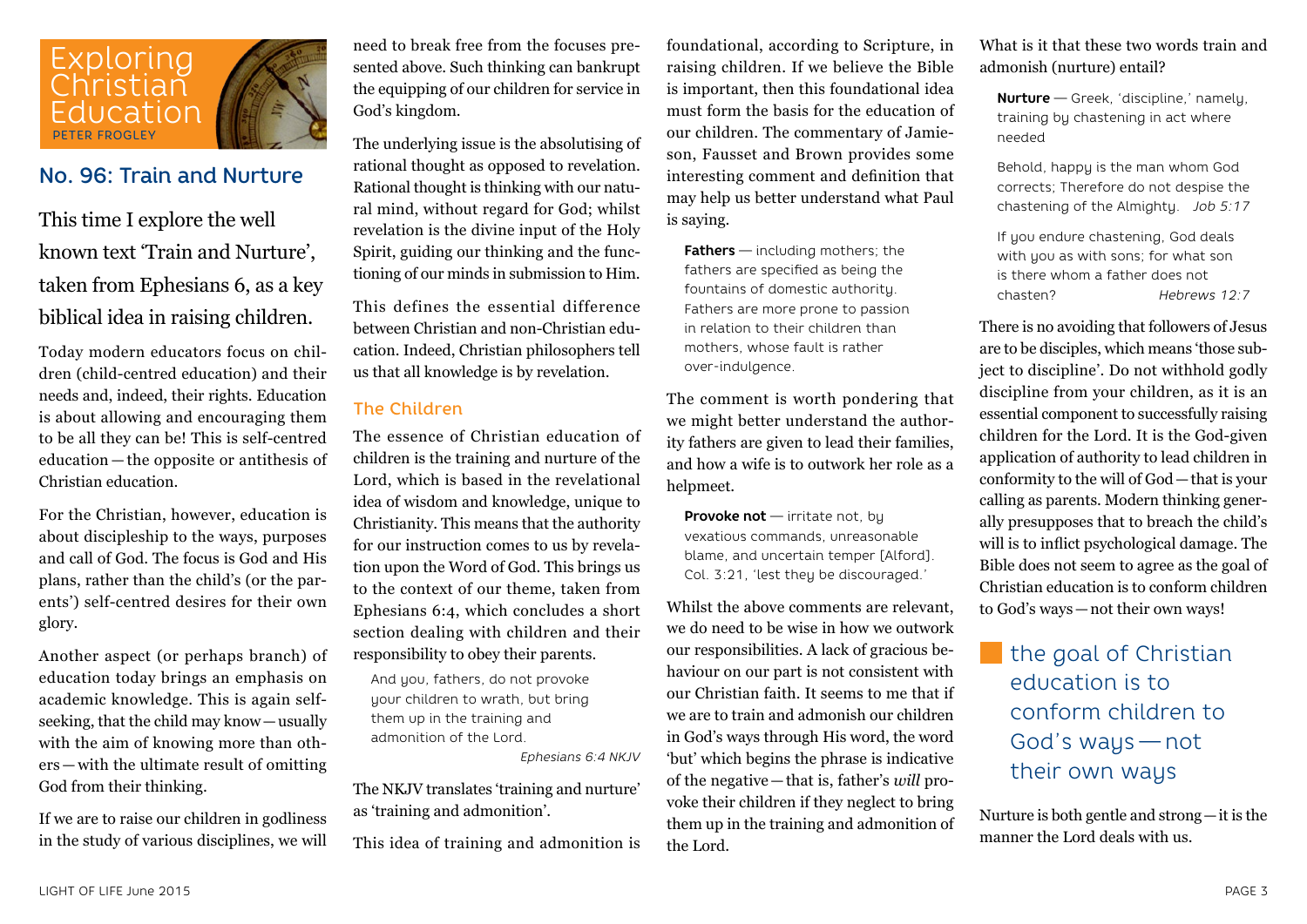# Exploring Christian Education

PETER FROGLEY

## No. 96: Train and Nurture

This time I explore the well known text 'Train and Nurture', taken from Ephesians 6, as a key biblical idea in raising children.

Today modern educators focus on children (child-centred education) and their needs and, indeed, their rights. Education is about allowing and encouraging them to be all they can be! This is self-centred education — the opposite or antithesis of Christian education.

For the Christian, however, education is about discipleship to the ways, purposes and call of God. The focus is God and His plans, rather than the child's (or the parents') self-centred desires for their own glory.

Another aspect (or perhaps branch) of education today brings an emphasis on academic knowledge. This is again self-seeking, that the child may know — usually with the aim of knowing more than others — with the ultimate result of omitting God from their thinking.

If we are to raise our children in godliness in the study of various disciplines, we will need to break free from the focuses presented above. Such thinking can bankrupt the equipping of our children for service in God's kingdom.

The underlying issue is the absolutising of rational thought as opposed to revelation. Rational thought is thinking with our natural mind, without regard for God; whilst revelation is the divine input of the Holy Spirit, guiding our thinking and the functioning of our minds in submission to Him.

This defines the essential difference between Christian and non-Christian education. Indeed, Christian philosophers tell us that all knowledge is by revelation.

### The Children

The essence of Christian education of children is the training and nurture of the Lord, which is based in the revelational idea of wisdom and knowledge, unique to Christianity. This means that the authority for our instruction comes to us by revelation upon the Word of God. This brings us to the context of our theme, taken from Ephesians 6:4, which concludes a short section dealing with children and their responsibility to obey their parents.

> And you, fathers, do not provoke your children to wrath, but bring them up in the training and admonition of the Lord.
>
> *Ephesians 6:4 NKJV*

The NKJV translates 'training and nurture' as 'training and admonition'.

This idea of training and admonition is foundational, according to Scripture, in raising children. If we believe the Bible is important, then this foundational idea must form the basis for the education of our children. The commentary of Jamieson, Fausset and Brown provides some interesting comment and definition that may help us better understand what Paul is saying.

> **Fathers** — including mothers; the fathers are specified as being the fountains of domestic authority. Fathers are more prone to passion in relation to their children than mothers, whose fault is rather over-indulgence.

The comment is worth pondering that we might better understand the authority fathers are given to lead their families, and how a wife is to outwork her role as a helpmeet.

> **Provoke not** — irritate not, by vexatious commands, unreasonable blame, and uncertain temper [Alford]. Col. 3:21, 'lest they be discouraged.'

Whilst the above comments are relevant, we do need to be wise in how we outwork our responsibilities. A lack of gracious behaviour on our part is not consistent with our Christian faith. It seems to me that if we are to train and admonish our children in God's ways through His word, the word 'but' which begins the phrase is indicative of the negative — that is, father's *will* provoke their children if they neglect to bring them up in the training and admonition of the Lord.

What is it that these two words train and admonish (nurture) entail?

> **Nurture** — Greek, 'discipline,' namely, training by chastening in act where needed

> Behold, happy is the man whom God corrects; Therefore do not despise the chastening of the Almighty. *Job 5:17*

> If you endure chastening, God deals with you as with sons; for what son is there whom a father does not chasten? *Hebrews 12:7*

There is no avoiding that followers of Jesus are to be disciples, which means 'those subject to discipline'. Do not withhold godly discipline from your children, as it is an essential component to successfully raising children for the Lord. It is the God-given application of authority to lead children in conformity to the will of God — that is your calling as parents. Modern thinking generally presupposes that to breach the child's will is to inflict psychological damage. The Bible does not seem to agree as the goal of Christian education is to conform children to God's ways — not their own ways!

> the goal of Christian education is to conform children to God's ways — not their own ways

Nurture is both gentle and strong — it is the manner the Lord deals with us.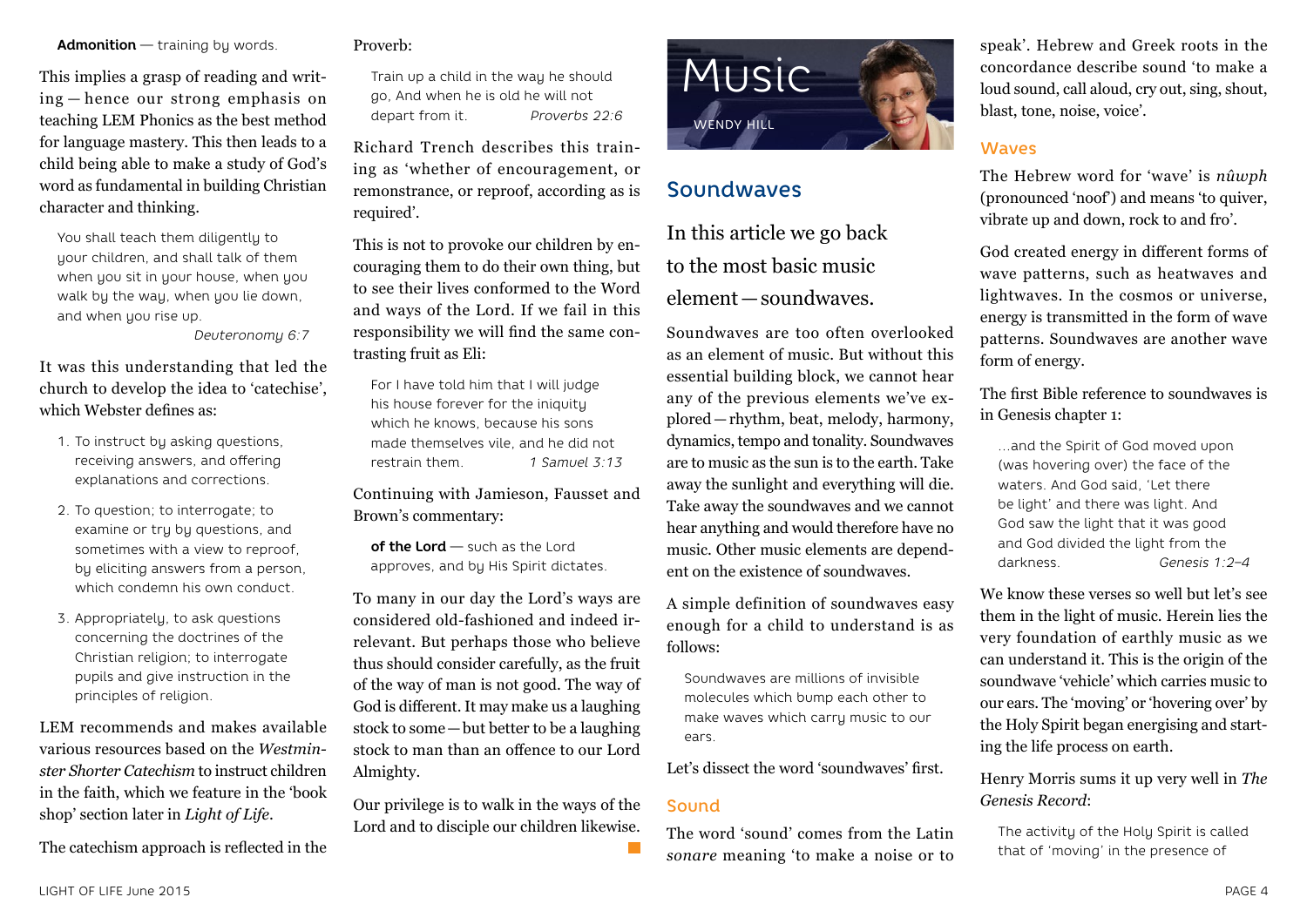**Admonition** — training by words.

This implies a grasp of reading and writing — hence our strong emphasis on teaching LEM Phonics as the best method for language mastery. This then leads to a child being able to make a study of God's word as fundamental in building Christian character and thinking.

> You shall teach them diligently to your children, and shall talk of them when you sit in your house, when you walk by the way, when you lie down, and when you rise up.
> *Deuteronomy 6:7*

It was this understanding that led the church to develop the idea to 'catechise', which Webster defines as:

1. To instruct by asking questions, receiving answers, and offering explanations and corrections.
2. To question; to interrogate; to examine or try by questions, and sometimes with a view to reproof, by eliciting answers from a person, which condemn his own conduct.
3. Appropriately, to ask questions concerning the doctrines of the Christian religion; to interrogate pupils and give instruction in the principles of religion.

LEM recommends and makes available various resources based on the *Westminster Shorter Catechism* to instruct children in the faith, which we feature in the 'book shop' section later in *Light of Life*.

The catechism approach is reflected in the Proverb:

> Train up a child in the way he should go, And when he is old he will not depart from it. *Proverbs 22:6*

Richard Trench describes this training as 'whether of encouragement, or remonstrance, or reproof, according as is required'.

This is not to provoke our children by encouraging them to do their own thing, but to see their lives conformed to the Word and ways of the Lord. If we fail in this responsibility we will find the same contrasting fruit as Eli:

> For I have told him that I will judge his house forever for the iniquity which he knows, because his sons made themselves vile, and he did not restrain them. *1 Samuel 3:13*

Continuing with Jamieson, Fausset and Brown's commentary:

> **of the Lord** — such as the Lord approves, and by His Spirit dictates.

To many in our day the Lord's ways are considered old-fashioned and indeed irrelevant. But perhaps those who believe thus should consider carefully, as the fruit of the way of man is not good. The way of God is different. It may make us a laughing stock to some — but better to be a laughing stock to man than an offence to our Lord Almighty.

Our privilege is to walk in the ways of the Lord and to disciple our children likewise.

# Music

WENDY HILL

## Soundwaves

In this article we go back to the most basic music element — soundwaves.

Soundwaves are too often overlooked as an element of music. But without this essential building block, we cannot hear any of the previous elements we've explored — rhythm, beat, melody, harmony, dynamics, tempo and tonality. Soundwaves are to music as the sun is to the earth. Take away the sunlight and everything will die. Take away the soundwaves and we cannot hear anything and would therefore have no music. Other music elements are dependent on the existence of soundwaves.

A simple definition of soundwaves easy enough for a child to understand is as follows:

> Soundwaves are millions of invisible molecules which bump each other to make waves which carry music to our ears.

Let's dissect the word 'soundwaves' first.

### Sound

The word 'sound' comes from the Latin *sonare* meaning 'to make a noise or to speak'. Hebrew and Greek roots in the concordance describe sound 'to make a loud sound, call aloud, cry out, sing, shout, blast, tone, noise, voice'.

### Waves

The Hebrew word for 'wave' is *nûwph* (pronounced 'noof') and means 'to quiver, vibrate up and down, rock to and fro'.

God created energy in different forms of wave patterns, such as heatwaves and lightwaves. In the cosmos or universe, energy is transmitted in the form of wave patterns. Soundwaves are another wave form of energy.

The first Bible reference to soundwaves is in Genesis chapter 1:

> …and the Spirit of God moved upon (was hovering over) the face of the waters. And God said, 'Let there be light' and there was light. And God saw the light that it was good and God divided the light from the darkness. *Genesis 1:2–4*

We know these verses so well but let's see them in the light of music. Herein lies the very foundation of earthly music as we can understand it. This is the origin of the soundwave 'vehicle' which carries music to our ears. The 'moving' or 'hovering over' by the Holy Spirit began energising and starting the life process on earth.

Henry Morris sums it up very well in *The Genesis Record*:

> The activity of the Holy Spirit is called that of 'moving' in the presence of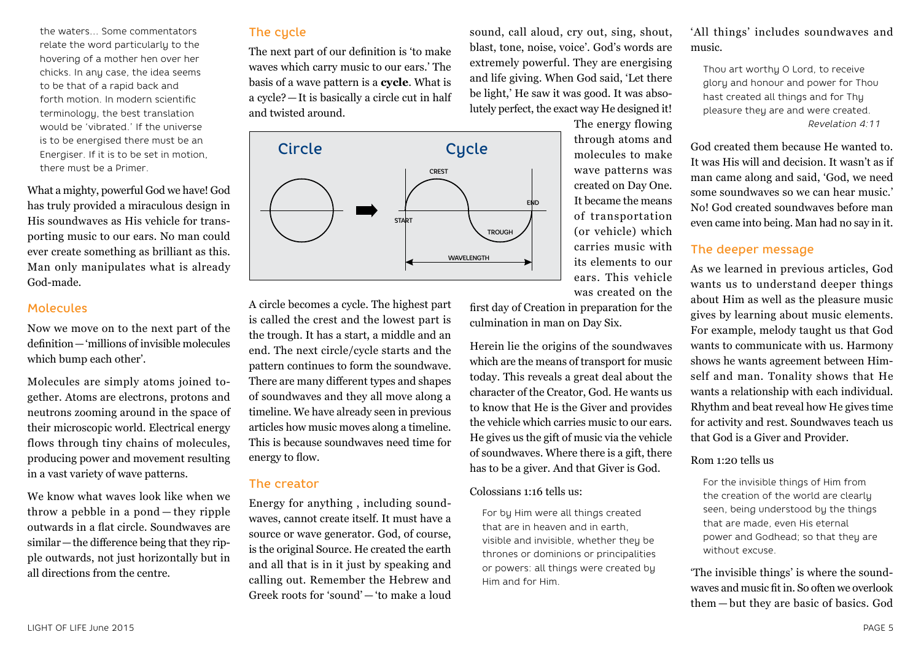the waters… Some commentators relate the word particularly to the hovering of a mother hen over her chicks. In any case, the idea seems to be that of a rapid back and forth motion. In modern scientific terminology, the best translation would be 'vibrated.' If the universe is to be energised there must be an Energiser. If it is to be set in motion, there must be a Primer.

What a mighty, powerful God we have! God has truly provided a miraculous design in His soundwaves as His vehicle for transporting music to our ears. No man could ever create something as brilliant as this. Man only manipulates what is already God-made.

## Molecules

Now we move on to the next part of the definition—'millions of invisible molecules which bump each other'.

Molecules are simply atoms joined together. Atoms are electrons, protons and neutrons zooming around in the space of their microscopic world. Electrical energy flows through tiny chains of molecules, producing power and movement resulting in a vast variety of wave patterns.

We know what waves look like when we throw a pebble in a pond—they ripple outwards in a flat circle. Soundwaves are similar—the difference being that they ripple outwards, not just horizontally but in all directions from the centre.

## The cycle

The next part of our definition is 'to make waves which carry music to our ears.' The basis of a wave pattern is a **cycle**. What is a cycle?—It is basically a circle cut in half and twisted around.

Circle → Cycle (CREST, START, END, TROUGH, WAVELENGTH)

A circle becomes a cycle. The highest part is called the crest and the lowest part is the trough. It has a start, a middle and an end. The next circle/cycle starts and the pattern continues to form the soundwave. There are many different types and shapes of soundwaves and they all move along a timeline. We have already seen in previous articles how music moves along a timeline. This is because soundwaves need time for energy to flow.

## The creator

Energy for anything , including soundwaves, cannot create itself. It must have a source or wave generator. God, of course, is the original Source. He created the earth and all that is in it just by speaking and calling out. Remember the Hebrew and Greek roots for 'sound'—'to make a loud sound, call aloud, cry out, sing, shout, blast, tone, noise, voice'. God's words are extremely powerful. They are energising and life giving. When God said, 'Let there be light,' He saw it was good. It was absolutely perfect, the exact way He designed it!

The energy flowing through atoms and molecules to make wave patterns was created on Day One. It became the means of transportation (or vehicle) which carries music with its elements to our ears. This vehicle was created on the first day of Creation in preparation for the culmination in man on Day Six.

Herein lie the origins of the soundwaves which are the means of transport for music today. This reveals a great deal about the character of the Creator, God. He wants us to know that He is the Giver and provides the vehicle which carries music to our ears. He gives us the gift of music via the vehicle of soundwaves. Where there is a gift, there has to be a giver. And that Giver is God.

Colossians 1:16 tells us:

> For by Him were all things created that are in heaven and in earth, visible and invisible, whether they be thrones or dominions or principalities or powers: all things were created by Him and for Him.

'All things' includes soundwaves and music.

> Thou art worthy O Lord, to receive glory and honour and power for Thou hast created all things and for Thy pleasure they are and were created.
> *Revelation 4:11*

God created them because He wanted to. It was His will and decision. It wasn't as if man came along and said, 'God, we need some soundwaves so we can hear music.' No! God created soundwaves before man even came into being. Man had no say in it.

## The deeper message

As we learned in previous articles, God wants us to understand deeper things about Him as well as the pleasure music gives by learning about music elements. For example, melody taught us that God wants to communicate with us. Harmony shows he wants agreement between Himself and man. Tonality shows that He wants a relationship with each individual. Rhythm and beat reveal how He gives time for activity and rest. Soundwaves teach us that God is a Giver and Provider.

Rom 1:20 tells us

> For the invisible things of Him from the creation of the world are clearly seen, being understood by the things that are made, even His eternal power and Godhead; so that they are without excuse.

'The invisible things' is where the soundwaves and music fit in. So often we overlook them—but they are basic of basics. God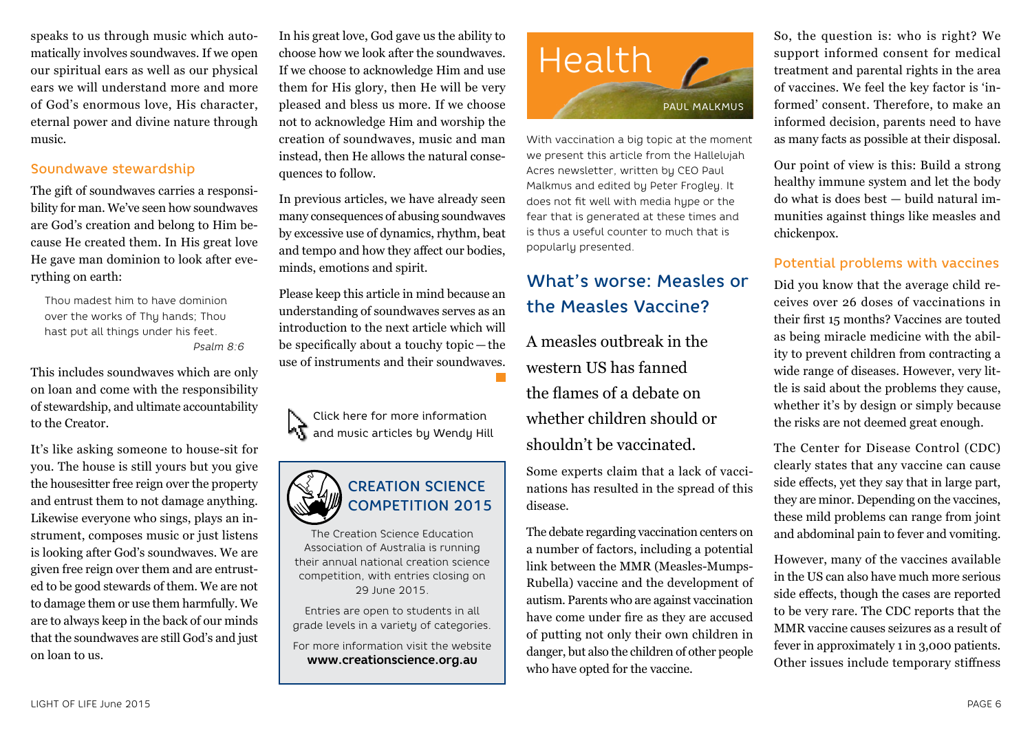speaks to us through music which automatically involves soundwaves. If we open our spiritual ears as well as our physical ears we will understand more and more of God's enormous love, His character, eternal power and divine nature through music.

### Soundwave stewardship

The gift of soundwaves carries a responsibility for man. We've seen how soundwaves are God's creation and belong to Him because He created them. In His great love He gave man dominion to look after everything on earth:

> Thou madest him to have dominion over the works of Thy hands; Thou hast put all things under his feet.
>
> *Psalm 8:6*

This includes soundwaves which are only on loan and come with the responsibility of stewardship, and ultimate accountability to the Creator.

It's like asking someone to house-sit for you. The house is still yours but you give the housesitter free reign over the property and entrust them to not damage anything. Likewise everyone who sings, plays an instrument, composes music or just listens is looking after God's soundwaves. We are given free reign over them and are entrusted to be good stewards of them. We are not to damage them or use them harmfully. We are to always keep in the back of our minds that the soundwaves are still God's and just on loan to us.

In his great love, God gave us the ability to choose how we look after the soundwaves. If we choose to acknowledge Him and use them for His glory, then He will be very pleased and bless us more. If we choose not to acknowledge Him and worship the creation of soundwaves, music and man instead, then He allows the natural consequences to follow.

In previous articles, we have already seen many consequences of abusing soundwaves by excessive use of dynamics, rhythm, beat and tempo and how they affect our bodies, minds, emotions and spirit.

Please keep this article in mind because an understanding of soundwaves serves as an introduction to the next article which will be specifically about a touchy topic — the use of instruments and their soundwaves.

Click here for more information and music articles by Wendy Hill

**CREATION SCIENCE COMPETITION 2015**

The Creation Science Education Association of Australia is running their annual national creation science competition, with entries closing on 29 June 2015.

Entries are open to students in all grade levels in a variety of categories.

For more information visit the website **www.creationscience.org.au**

# Health

PAUL MALKMUS

With vaccination a big topic at the moment we present this article from the Hallelujah Acres newsletter, written by CEO Paul Malkmus and edited by Peter Frogley. It does not fit well with media hype or the fear that is generated at these times and is thus a useful counter to much that is popularly presented.

## What's worse: Measles or the Measles Vaccine?

A measles outbreak in the western US has fanned the flames of a debate on whether children should or shouldn't be vaccinated.

Some experts claim that a lack of vaccinations has resulted in the spread of this disease.

The debate regarding vaccination centers on a number of factors, including a potential link between the MMR (Measles-Mumps-Rubella) vaccine and the development of autism. Parents who are against vaccination have come under fire as they are accused of putting not only their own children in danger, but also the children of other people who have opted for the vaccine.

So, the question is: who is right? We support informed consent for medical treatment and parental rights in the area of vaccines. We feel the key factor is 'informed' consent. Therefore, to make an informed decision, parents need to have as many facts as possible at their disposal.

Our point of view is this: Build a strong healthy immune system and let the body do what is does best — build natural immunities against things like measles and chickenpox.

### Potential problems with vaccines

Did you know that the average child receives over 26 doses of vaccinations in their first 15 months? Vaccines are touted as being miracle medicine with the ability to prevent children from contracting a wide range of diseases. However, very little is said about the problems they cause, whether it's by design or simply because the risks are not deemed great enough.

The Center for Disease Control (CDC) clearly states that any vaccine can cause side effects, yet they say that in large part, they are minor. Depending on the vaccines, these mild problems can range from joint and abdominal pain to fever and vomiting.

However, many of the vaccines available in the US can also have much more serious side effects, though the cases are reported to be very rare. The CDC reports that the MMR vaccine causes seizures as a result of fever in approximately 1 in 3,000 patients. Other issues include temporary stiffness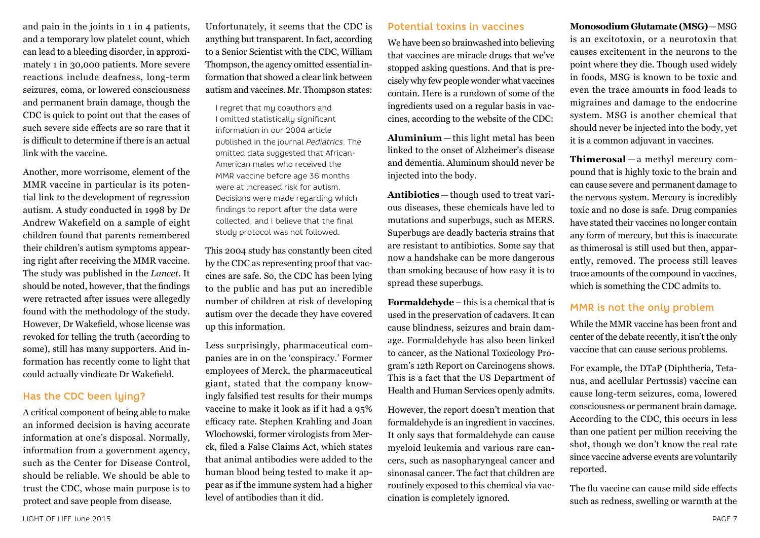and pain in the joints in 1 in 4 patients, and a temporary low platelet count, which can lead to a bleeding disorder, in approximately 1 in 30,000 patients. More severe reactions include deafness, long-term seizures, coma, or lowered consciousness and permanent brain damage, though the CDC is quick to point out that the cases of such severe side effects are so rare that it is difficult to determine if there is an actual link with the vaccine.

Another, more worrisome, element of the MMR vaccine in particular is its potential link to the development of regression autism. A study conducted in 1998 by Dr Andrew Wakefield on a sample of eight children found that parents remembered their children's autism symptoms appearing right after receiving the MMR vaccine. The study was published in the *Lancet*. It should be noted, however, that the findings were retracted after issues were allegedly found with the methodology of the study. However, Dr Wakefield, whose license was revoked for telling the truth (according to some), still has many supporters. And information has recently come to light that could actually vindicate Dr Wakefield.

## Has the CDC been lying?

A critical component of being able to make an informed decision is having accurate information at one's disposal. Normally, information from a government agency, such as the Center for Disease Control, should be reliable. We should be able to trust the CDC, whose main purpose is to protect and save people from disease.

Unfortunately, it seems that the CDC is anything but transparent. In fact, according to a Senior Scientist with the CDC, William Thompson, the agency omitted essential information that showed a clear link between autism and vaccines. Mr. Thompson states:

> I regret that my coauthors and I omitted statistically significant information in our 2004 article published in the journal *Pediatrics*. The omitted data suggested that African-American males who received the MMR vaccine before age 36 months were at increased risk for autism. Decisions were made regarding which findings to report after the data were collected, and I believe that the final study protocol was not followed.

This 2004 study has constantly been cited by the CDC as representing proof that vaccines are safe. So, the CDC has been lying to the public and has put an incredible number of children at risk of developing autism over the decade they have covered up this information.

Less surprisingly, pharmaceutical companies are in on the 'conspiracy.' Former employees of Merck, the pharmaceutical giant, stated that the company knowingly falsified test results for their mumps vaccine to make it look as if it had a 95% efficacy rate. Stephen Krahling and Joan Wlochowski, former virologists from Merck, filed a False Claims Act, which states that animal antibodies were added to the human blood being tested to make it appear as if the immune system had a higher level of antibodies than it did.

## Potential toxins in vaccines

We have been so brainwashed into believing that vaccines are miracle drugs that we've stopped asking questions. And that is precisely why few people wonder what vaccines contain. Here is a rundown of some of the ingredients used on a regular basis in vaccines, according to the website of the CDC:

**Aluminium** — this light metal has been linked to the onset of Alzheimer's disease and dementia. Aluminum should never be injected into the body.

**Antibiotics** — though used to treat various diseases, these chemicals have led to mutations and superbugs, such as MERS. Superbugs are deadly bacteria strains that are resistant to antibiotics. Some say that now a handshake can be more dangerous than smoking because of how easy it is to spread these superbugs.

**Formaldehyde** – this is a chemical that is used in the preservation of cadavers. It can cause blindness, seizures and brain damage. Formaldehyde has also been linked to cancer, as the National Toxicology Program's 12th Report on Carcinogens shows. This is a fact that the US Department of Health and Human Services openly admits.

However, the report doesn't mention that formaldehyde is an ingredient in vaccines. It only says that formaldehyde can cause myeloid leukemia and various rare cancers, such as nasopharyngeal cancer and sinonasal cancer. The fact that children are routinely exposed to this chemical via vaccination is completely ignored.

**Monosodium Glutamate (MSG)** — MSG is an excitotoxin, or a neurotoxin that causes excitement in the neurons to the point where they die. Though used widely in foods, MSG is known to be toxic and even the trace amounts in food leads to migraines and damage to the endocrine system. MSG is another chemical that should never be injected into the body, yet it is a common adjuvant in vaccines.

**Thimerosal** — a methyl mercury compound that is highly toxic to the brain and can cause severe and permanent damage to the nervous system. Mercury is incredibly toxic and no dose is safe. Drug companies have stated their vaccines no longer contain any form of mercury, but this is inaccurate as thimerosal is still used but then, apparently, removed. The process still leaves trace amounts of the compound in vaccines, which is something the CDC admits to.

## MMR is not the only problem

While the MMR vaccine has been front and center of the debate recently, it isn't the only vaccine that can cause serious problems.

For example, the DTaP (Diphtheria, Tetanus, and acellular Pertussis) vaccine can cause long-term seizures, coma, lowered consciousness or permanent brain damage. According to the CDC, this occurs in less than one patient per million receiving the shot, though we don't know the real rate since vaccine adverse events are voluntarily reported.

The flu vaccine can cause mild side effects such as redness, swelling or warmth at the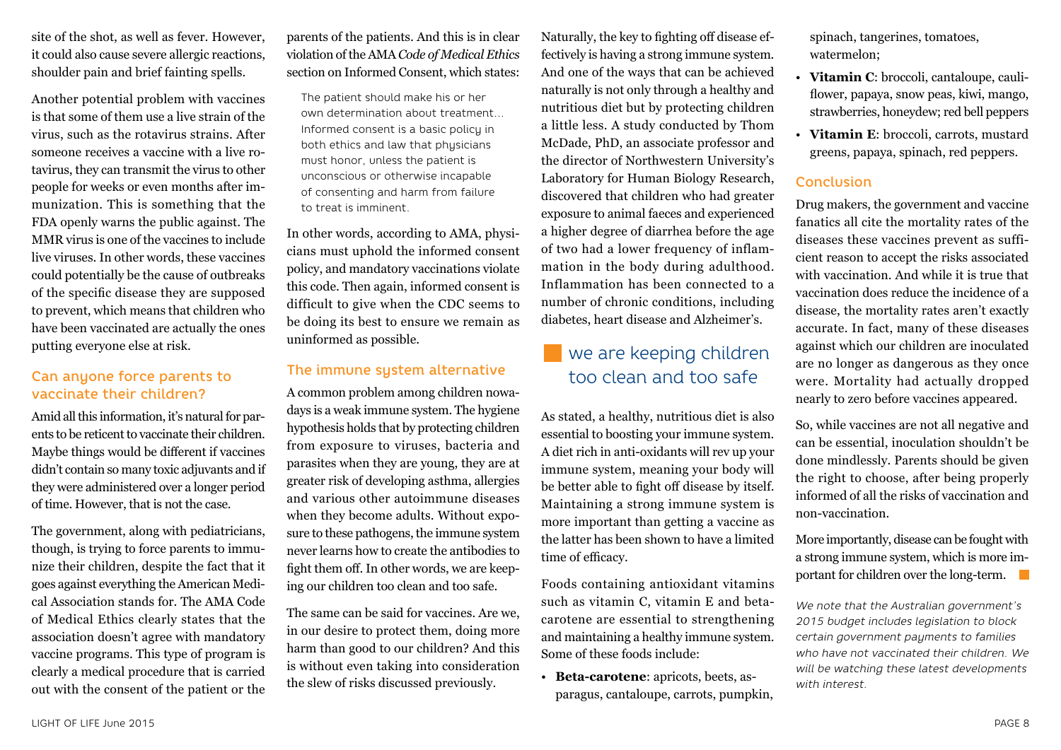site of the shot, as well as fever. However, it could also cause severe allergic reactions, shoulder pain and brief fainting spells.

Another potential problem with vaccines is that some of them use a live strain of the virus, such as the rotavirus strains. After someone receives a vaccine with a live rotavirus, they can transmit the virus to other people for weeks or even months after immunization. This is something that the FDA openly warns the public against. The MMR virus is one of the vaccines to include live viruses. In other words, these vaccines could potentially be the cause of outbreaks of the specific disease they are supposed to prevent, which means that children who have been vaccinated are actually the ones putting everyone else at risk.

## Can anyone force parents to vaccinate their children?

Amid all this information, it's natural for parents to be reticent to vaccinate their children. Maybe things would be different if vaccines didn't contain so many toxic adjuvants and if they were administered over a longer period of time. However, that is not the case.

The government, along with pediatricians, though, is trying to force parents to immunize their children, despite the fact that it goes against everything the American Medical Association stands for. The AMA Code of Medical Ethics clearly states that the association doesn't agree with mandatory vaccine programs. This type of program is clearly a medical procedure that is carried out with the consent of the patient or the parents of the patients. And this is in clear violation of the AMA *Code of Medical Ethics* section on Informed Consent, which states:

> The patient should make his or her own determination about treatment... Informed consent is a basic policy in both ethics and law that physicians must honor, unless the patient is unconscious or otherwise incapable of consenting and harm from failure to treat is imminent.

In other words, according to AMA, physicians must uphold the informed consent policy, and mandatory vaccinations violate this code. Then again, informed consent is difficult to give when the CDC seems to be doing its best to ensure we remain as uninformed as possible.

## The immune system alternative

A common problem among children nowadays is a weak immune system. The hygiene hypothesis holds that by protecting children from exposure to viruses, bacteria and parasites when they are young, they are at greater risk of developing asthma, allergies and various other autoimmune diseases when they become adults. Without exposure to these pathogens, the immune system never learns how to create the antibodies to fight them off. In other words, we are keeping our children too clean and too safe.

The same can be said for vaccines. Are we, in our desire to protect them, doing more harm than good to our children? And this is without even taking into consideration the slew of risks discussed previously.

Naturally, the key to fighting off disease effectively is having a strong immune system. And one of the ways that can be achieved naturally is not only through a healthy and nutritious diet but by protecting children a little less. A study conducted by Thom McDade, PhD, an associate professor and the director of Northwestern University's Laboratory for Human Biology Research, discovered that children who had greater exposure to animal faeces and experienced a higher degree of diarrhea before the age of two had a lower frequency of inflammation in the body during adulthood. Inflammation has been connected to a number of chronic conditions, including diabetes, heart disease and Alzheimer's.

> we are keeping children too clean and too safe

As stated, a healthy, nutritious diet is also essential to boosting your immune system. A diet rich in anti-oxidants will rev up your immune system, meaning your body will be better able to fight off disease by itself. Maintaining a strong immune system is more important than getting a vaccine as the latter has been shown to have a limited time of efficacy.

Foods containing antioxidant vitamins such as vitamin C, vitamin E and beta-carotene are essential to strengthening and maintaining a healthy immune system. Some of these foods include:

- **Beta-carotene**: apricots, beets, asparagus, cantaloupe, carrots, pumpkin, spinach, tangerines, tomatoes, watermelon;
- **Vitamin C**: broccoli, cantaloupe, cauliflower, papaya, snow peas, kiwi, mango, strawberries, honeydew; red bell peppers
- **Vitamin E**: broccoli, carrots, mustard greens, papaya, spinach, red peppers.

## Conclusion

Drug makers, the government and vaccine fanatics all cite the mortality rates of the diseases these vaccines prevent as sufficient reason to accept the risks associated with vaccination. And while it is true that vaccination does reduce the incidence of a disease, the mortality rates aren't exactly accurate. In fact, many of these diseases against which our children are inoculated are no longer as dangerous as they once were. Mortality had actually dropped nearly to zero before vaccines appeared.

So, while vaccines are not all negative and can be essential, inoculation shouldn't be done mindlessly. Parents should be given the right to choose, after being properly informed of all the risks of vaccination and non-vaccination.

More importantly, disease can be fought with a strong immune system, which is more important for children over the long-term.

*We note that the Australian government's 2015 budget includes legislation to block certain government payments to families who have not vaccinated their children. We will be watching these latest developments with interest.*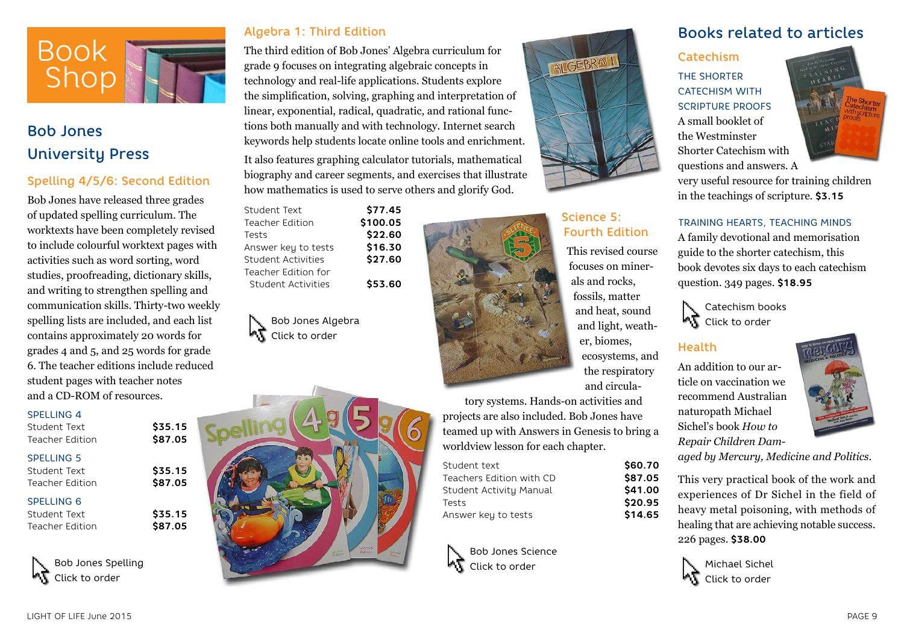# Book Shop

## Bob Jones University Press

### Spelling 4/5/6: Second Edition

Bob Jones have released three grades of updated spelling curriculum. The worktexts have been completely revised to include colourful worktext pages with activities such as word sorting, word studies, proofreading, dictionary skills, and writing to strengthen spelling and communication skills. Thirty-two weekly spelling lists are included, and each list contains approximately 20 words for grades 4 and 5, and 25 words for grade 6. The teacher editions include reduced student pages with teacher notes and a CD-ROM of resources.

| SPELLING 4 | |
|---|---|
| Student Text | **$35.15** |
| Teacher Edition | **$87.05** |

| SPELLING 5 | |
|---|---|
| Student Text | **$35.15** |
| Teacher Edition | **$87.05** |

| SPELLING 6 | |
|---|---|
| Student Text | **$35.15** |
| Teacher Edition | **$87.05** |

Bob Jones Spelling
Click to order

### Algebra 1: Third Edition

The third edition of Bob Jones' Algebra curriculum for grade 9 focuses on integrating algebraic concepts in technology and real-life applications. Students explore the simplification, solving, graphing and interpretation of linear, exponential, radical, quadratic, and rational functions both manually and with technology. Internet search keywords help students locate online tools and enrichment.

It also features graphing calculator tutorials, mathematical biography and career segments, and exercises that illustrate how mathematics is used to serve others and glorify God.

| Item | Price |
|---|---|
| Student Text | **$77.45** |
| Teacher Edition | **$100.05** |
| Tests | **$22.60** |
| Answer key to tests | **$16.30** |
| Student Activities | **$27.60** |
| Teacher Edition for Student Activities | **$53.60** |

Bob Jones Algebra
Click to order

### Science 5: Fourth Edition

This revised course focuses on minerals and rocks, fossils, matter and heat, sound and light, weather, biomes, ecosystems, and the respiratory and circulatory systems. Hands-on activities and projects are also included. Bob Jones have teamed up with Answers in Genesis to bring a worldview lesson for each chapter.

| Item | Price |
|---|---|
| Student text | **$60.70** |
| Teachers Edition with CD | **$87.05** |
| Student Activity Manual | **$41.00** |
| Tests | **$20.95** |
| Answer key to tests | **$14.65** |

Bob Jones Science
Click to order

## Books related to articles

### Catechism

THE SHORTER CATECHISM WITH SCRIPTURE PROOFS

A small booklet of the Westminster Shorter Catechism with questions and answers. A very useful resource for training children in the teachings of scripture. **$3.15**

TRAINING HEARTS, TEACHING MINDS

A family devotional and memorisation guide to the shorter catechism, this book devotes six days to each catechism question. 349 pages. **$18.95**

Catechism books
Click to order

### Health

An addition to our article on vaccination we recommend Australian naturopath Michael Sichel's book *How to Repair Children Damaged by Mercury, Medicine and Politics*.

This very practical book of the work and experiences of Dr Sichel in the field of heavy metal poisoning, with methods of healing that are achieving notable success. 226 pages. **$38.00**

Michael Sichel
Click to order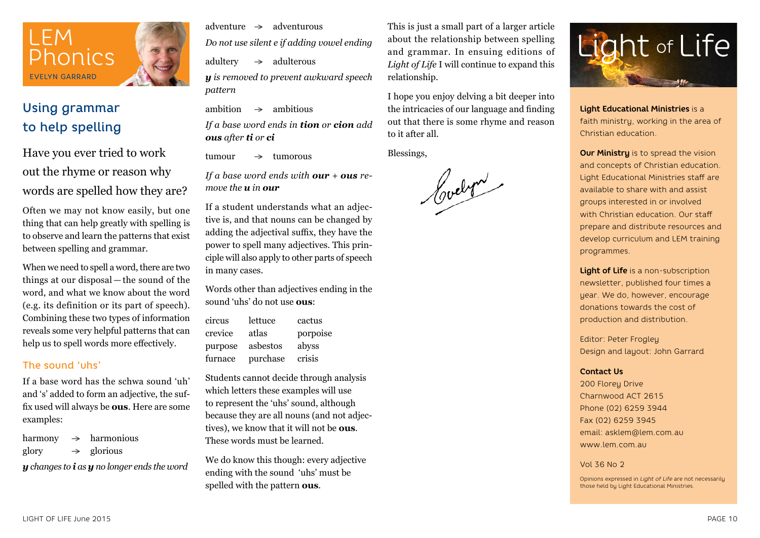# LEM Phonics

EVELYN GARRARD

## Using grammar to help spelling

### Have you ever tried to work out the rhyme or reason why words are spelled how they are?

Often we may not know easily, but one thing that can help greatly with spelling is to observe and learn the patterns that exist between spelling and grammar.

When we need to spell a word, there are two things at our disposal — the sound of the word, and what we know about the word (e.g. its definition or its part of speech). Combining these two types of information reveals some very helpful patterns that can help us to spell words more effectively.

### The sound 'uhs'

If a base word has the schwa sound 'uh' and 's' added to form an adjective, the suffix used will always be **ous**. Here are some examples:

harmony → harmonious
glory → glorious

***y*** *changes to* ***i*** *as* ***y*** *no longer ends the word*

adventure → adventurous

*Do not use silent e if adding vowel ending*

adultery → adulterous

***y*** *is removed to prevent awkward speech pattern*

ambition → ambitious

*If a base word ends in* ***tion*** *or* ***cion*** *add* ***ous*** *after* ***ti*** *or* ***ci***

tumour → tumorous

*If a base word ends with* ***our*** *+* ***ous*** *remove the* ***u*** *in* ***our***

If a student understands what an adjective is, and that nouns can be changed by adding the adjectival suffix, they have the power to spell many adjectives. This principle will also apply to other parts of speech in many cases.

Words other than adjectives ending in the sound 'uhs' do not use **ous**:

| | | |
|---|---|---|
| circus | lettuce | cactus |
| crevice | atlas | porpoise |
| purpose | asbestos | abyss |
| furnace | purchase | crisis |

Students cannot decide through analysis which letters these examples will use to represent the 'uhs' sound, although because they are all nouns (and not adjectives), we know that it will not be **ous**. These words must be learned.

We do know this though: every adjective ending with the sound 'uhs' must be spelled with the pattern **ous**.

This is just a small part of a larger article about the relationship between spelling and grammar. In ensuing editions of *Light of Life* I will continue to expand this relationship.

I hope you enjoy delving a bit deeper into the intricacies of our language and finding out that there is some rhyme and reason to it after all.

Blessings,

Evelyn

---

# Light of Life

**Light Educational Ministries** is a faith ministry, working in the area of Christian education.

**Our Ministry** is to spread the vision and concepts of Christian education. Light Educational Ministries staff are available to share with and assist groups interested in or involved with Christian education. Our staff prepare and distribute resources and develop curriculum and LEM training programmes.

**Light of Life** is a non-subscription newsletter, published four times a year. We do, however, encourage donations towards the cost of production and distribution.

Editor: Peter Frogley
Design and layout: John Garrard

**Contact Us**
200 Florey Drive
Charnwood ACT 2615
Phone (02) 6259 3944
Fax (02) 6259 3945
email: asklem@lem.com.au
www.lem.com.au

Vol 36 No 2

Opinions expressed in *Light of Life* are not necessarily those held by Light Educational Ministries.